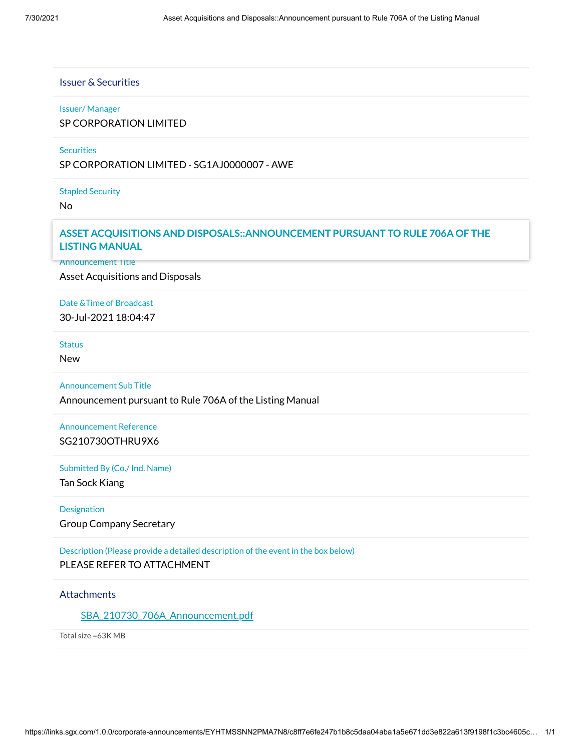## Issuer & Securities

**Issuer/ Manager**

SP CORPORATION LIMITED

**Securities**

SP CORPORATION LIMITED - SG1AJ0000007 - AWE

**Stapled Security**

No

## ASSET ACQUISITIONS AND DISPOSALS::ANNOUNCEMENT PURSUANT TO RULE 706A OF THE LISTING MANUAL

**Announcement Title**

Asset Acquisitions and Disposals

**Date &Time of Broadcast**

30-Jul-2021 18:04:47

**Status**

New

**Announcement Sub Title**

Announcement pursuant to Rule 706A of the Listing Manual

**Announcement Reference**

SG210730OTHRU9X6

**Submitted By (Co./ Ind. Name)**

Tan Sock Kiang

**Designation**

Group Company Secretary

**Description (Please provide a detailed description of the event in the box below)**

PLEASE REFER TO ATTACHMENT

## Attachments

SBA_210730_706A_Announcement.pdf

Total size =63K MB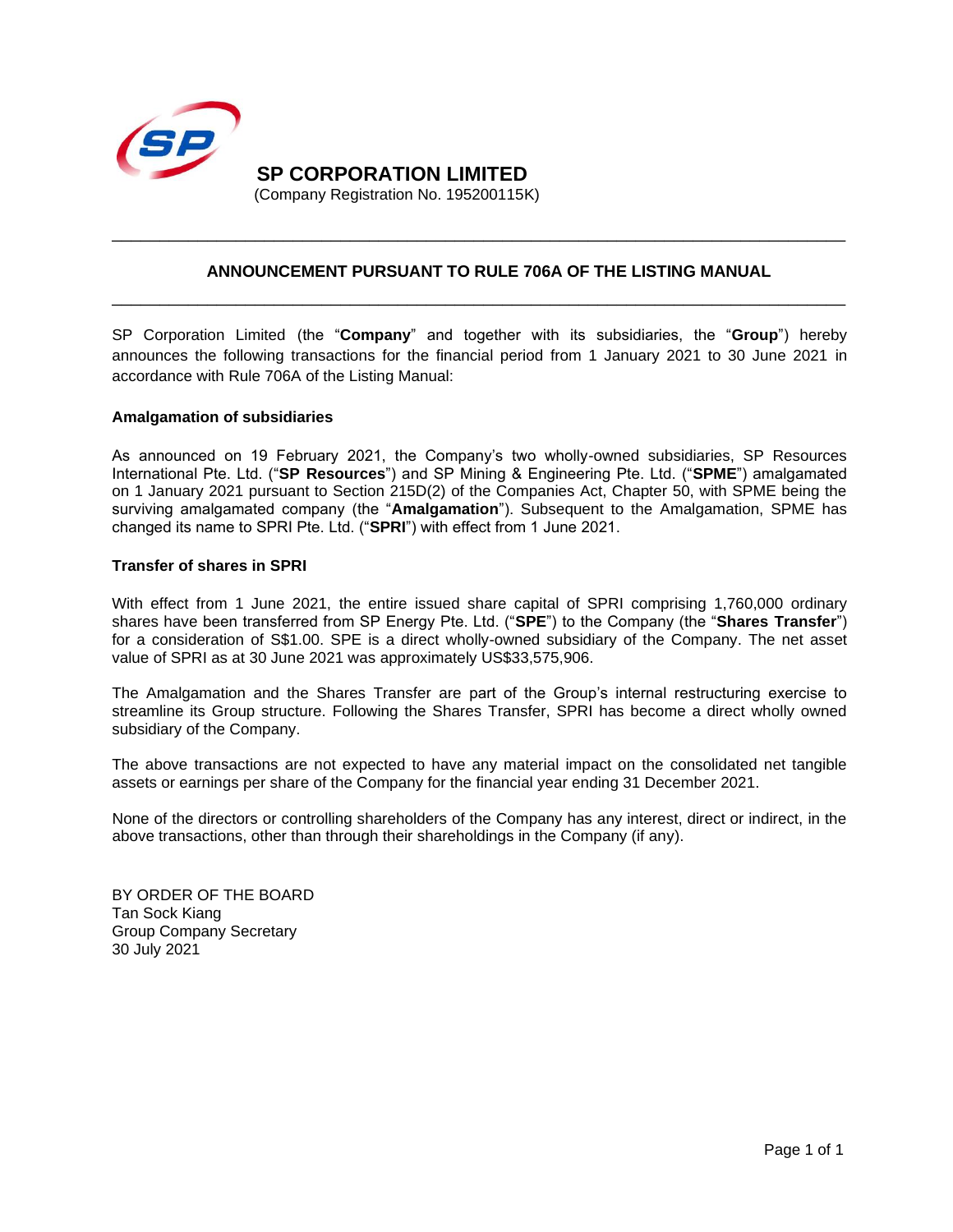# SP CORPORATION LIMITED

(Company Registration No. 195200115K)

---

## ANNOUNCEMENT PURSUANT TO RULE 706A OF THE LISTING MANUAL

---

SP Corporation Limited (the "**Company**" and together with its subsidiaries, the "**Group**") hereby announces the following transactions for the financial period from 1 January 2021 to 30 June 2021 in accordance with Rule 706A of the Listing Manual:

### Amalgamation of subsidiaries

As announced on 19 February 2021, the Company's two wholly-owned subsidiaries, SP Resources International Pte. Ltd. ("**SP Resources**") and SP Mining & Engineering Pte. Ltd. ("**SPME**") amalgamated on 1 January 2021 pursuant to Section 215D(2) of the Companies Act, Chapter 50, with SPME being the surviving amalgamated company (the "**Amalgamation**"). Subsequent to the Amalgamation, SPME has changed its name to SPRI Pte. Ltd. ("**SPRI**") with effect from 1 June 2021.

### Transfer of shares in SPRI

With effect from 1 June 2021, the entire issued share capital of SPRI comprising 1,760,000 ordinary shares have been transferred from SP Energy Pte. Ltd. ("**SPE**") to the Company (the "**Shares Transfer**") for a consideration of S$1.00. SPE is a direct wholly-owned subsidiary of the Company. The net asset value of SPRI as at 30 June 2021 was approximately US$33,575,906.

The Amalgamation and the Shares Transfer are part of the Group's internal restructuring exercise to streamline its Group structure. Following the Shares Transfer, SPRI has become a direct wholly owned subsidiary of the Company.

The above transactions are not expected to have any material impact on the consolidated net tangible assets or earnings per share of the Company for the financial year ending 31 December 2021.

None of the directors or controlling shareholders of the Company has any interest, direct or indirect, in the above transactions, other than through their shareholdings in the Company (if any).

BY ORDER OF THE BOARD
Tan Sock Kiang
Group Company Secretary
30 July 2021